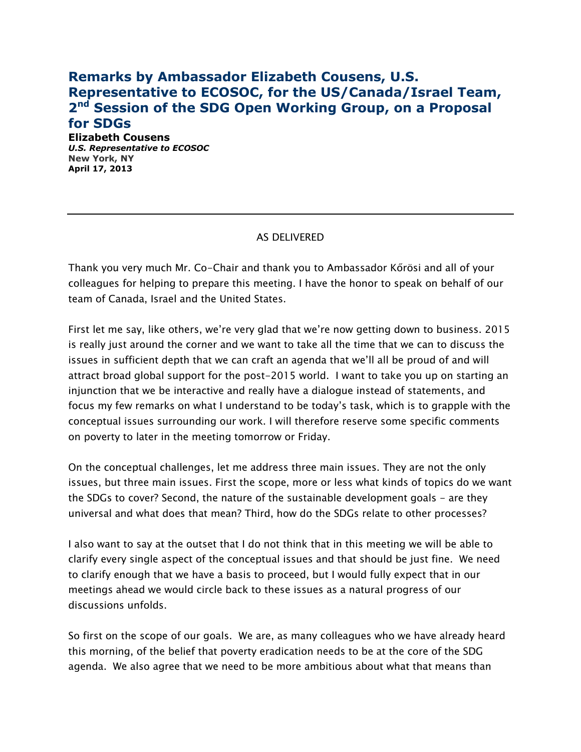# Remarks by Ambassador Elizabeth Cousens, U.S. Representative to ECOSOC, for the US/Canada/Israel Team, 2nd Session of the SDG Open Working Group, on a Proposal for SDGs

**Elizabeth Cousens**
***U.S. Representative to ECOSOC***
**New York, NY**
**April 17, 2013**

---

AS DELIVERED

Thank you very much Mr. Co-Chair and thank you to Ambassador Kőrösi and all of your colleagues for helping to prepare this meeting. I have the honor to speak on behalf of our team of Canada, Israel and the United States.

First let me say, like others, we're very glad that we're now getting down to business. 2015 is really just around the corner and we want to take all the time that we can to discuss the issues in sufficient depth that we can craft an agenda that we'll all be proud of and will attract broad global support for the post-2015 world. I want to take you up on starting an injunction that we be interactive and really have a dialogue instead of statements, and focus my few remarks on what I understand to be today's task, which is to grapple with the conceptual issues surrounding our work. I will therefore reserve some specific comments on poverty to later in the meeting tomorrow or Friday.

On the conceptual challenges, let me address three main issues. They are not the only issues, but three main issues. First the scope, more or less what kinds of topics do we want the SDGs to cover? Second, the nature of the sustainable development goals - are they universal and what does that mean? Third, how do the SDGs relate to other processes?

I also want to say at the outset that I do not think that in this meeting we will be able to clarify every single aspect of the conceptual issues and that should be just fine. We need to clarify enough that we have a basis to proceed, but I would fully expect that in our meetings ahead we would circle back to these issues as a natural progress of our discussions unfolds.

So first on the scope of our goals. We are, as many colleagues who we have already heard this morning, of the belief that poverty eradication needs to be at the core of the SDG agenda. We also agree that we need to be more ambitious about what that means than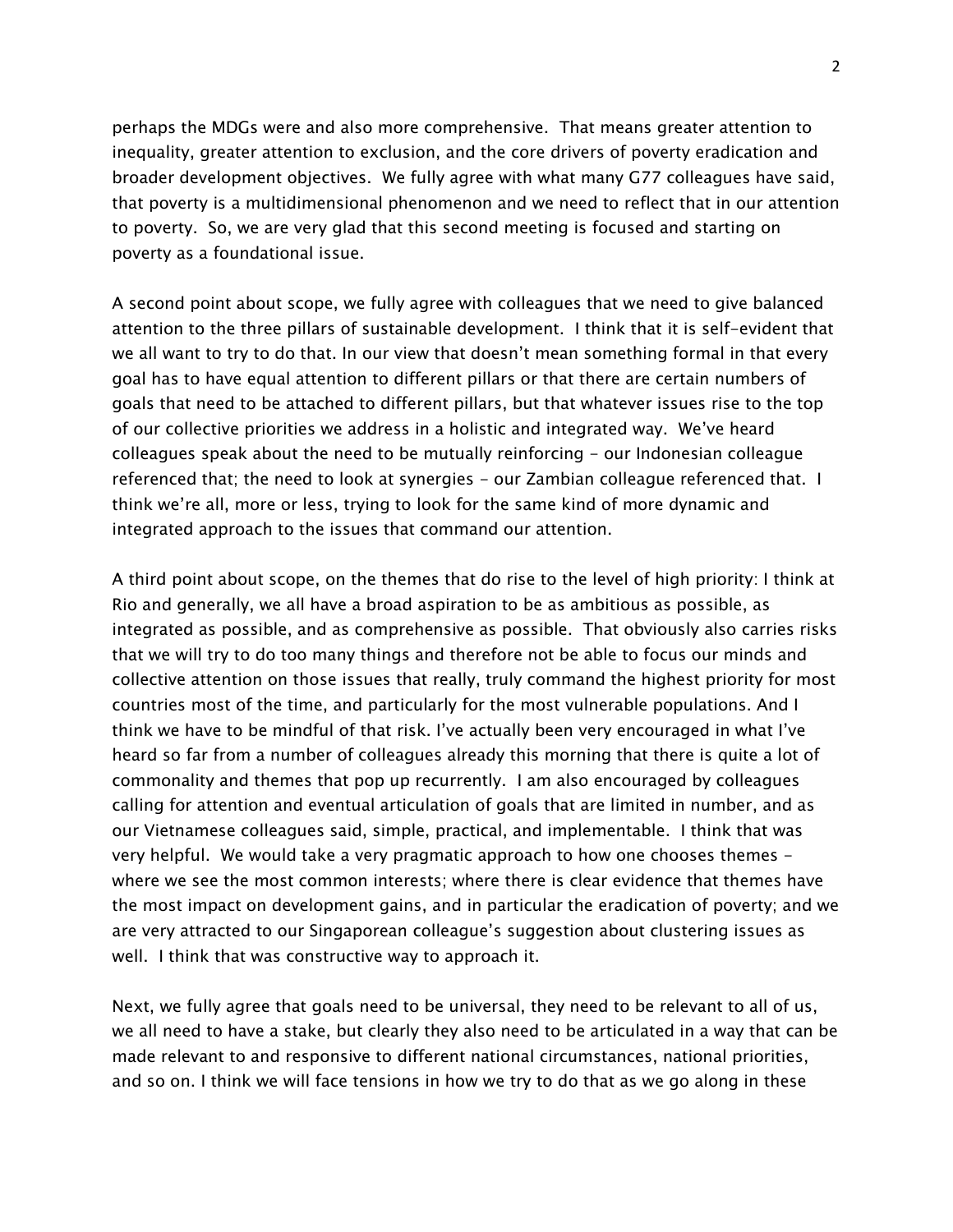perhaps the MDGs were and also more comprehensive. That means greater attention to inequality, greater attention to exclusion, and the core drivers of poverty eradication and broader development objectives. We fully agree with what many G77 colleagues have said, that poverty is a multidimensional phenomenon and we need to reflect that in our attention to poverty. So, we are very glad that this second meeting is focused and starting on poverty as a foundational issue.

A second point about scope, we fully agree with colleagues that we need to give balanced attention to the three pillars of sustainable development. I think that it is self-evident that we all want to try to do that. In our view that doesn't mean something formal in that every goal has to have equal attention to different pillars or that there are certain numbers of goals that need to be attached to different pillars, but that whatever issues rise to the top of our collective priorities we address in a holistic and integrated way. We've heard colleagues speak about the need to be mutually reinforcing - our Indonesian colleague referenced that; the need to look at synergies - our Zambian colleague referenced that. I think we're all, more or less, trying to look for the same kind of more dynamic and integrated approach to the issues that command our attention.

A third point about scope, on the themes that do rise to the level of high priority: I think at Rio and generally, we all have a broad aspiration to be as ambitious as possible, as integrated as possible, and as comprehensive as possible. That obviously also carries risks that we will try to do too many things and therefore not be able to focus our minds and collective attention on those issues that really, truly command the highest priority for most countries most of the time, and particularly for the most vulnerable populations. And I think we have to be mindful of that risk. I've actually been very encouraged in what I've heard so far from a number of colleagues already this morning that there is quite a lot of commonality and themes that pop up recurrently. I am also encouraged by colleagues calling for attention and eventual articulation of goals that are limited in number, and as our Vietnamese colleagues said, simple, practical, and implementable. I think that was very helpful. We would take a very pragmatic approach to how one chooses themes - where we see the most common interests; where there is clear evidence that themes have the most impact on development gains, and in particular the eradication of poverty; and we are very attracted to our Singaporean colleague's suggestion about clustering issues as well. I think that was constructive way to approach it.

Next, we fully agree that goals need to be universal, they need to be relevant to all of us, we all need to have a stake, but clearly they also need to be articulated in a way that can be made relevant to and responsive to different national circumstances, national priorities, and so on. I think we will face tensions in how we try to do that as we go along in these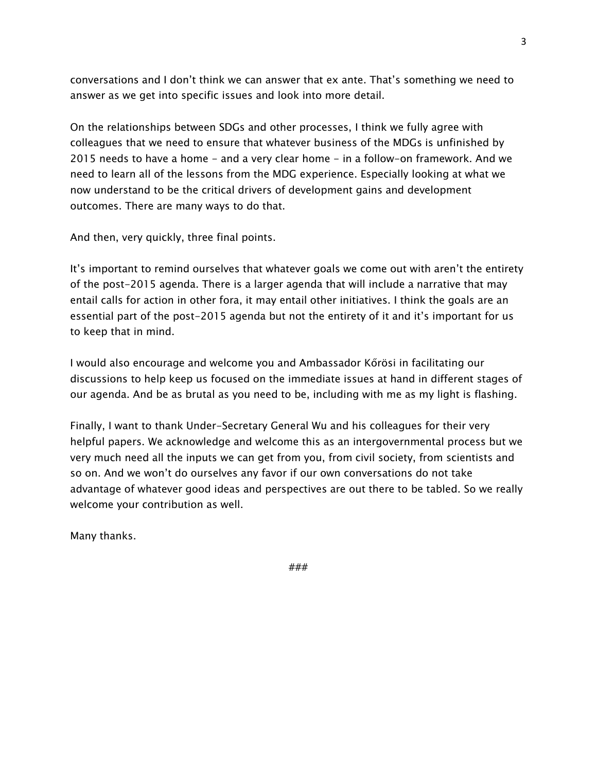conversations and I don't think we can answer that ex ante. That's something we need to answer as we get into specific issues and look into more detail.

On the relationships between SDGs and other processes, I think we fully agree with colleagues that we need to ensure that whatever business of the MDGs is unfinished by 2015 needs to have a home - and a very clear home - in a follow-on framework. And we need to learn all of the lessons from the MDG experience. Especially looking at what we now understand to be the critical drivers of development gains and development outcomes. There are many ways to do that.

And then, very quickly, three final points.

It's important to remind ourselves that whatever goals we come out with aren't the entirety of the post-2015 agenda. There is a larger agenda that will include a narrative that may entail calls for action in other fora, it may entail other initiatives. I think the goals are an essential part of the post-2015 agenda but not the entirety of it and it's important for us to keep that in mind.

I would also encourage and welcome you and Ambassador Kőrösi in facilitating our discussions to help keep us focused on the immediate issues at hand in different stages of our agenda. And be as brutal as you need to be, including with me as my light is flashing.

Finally, I want to thank Under-Secretary General Wu and his colleagues for their very helpful papers. We acknowledge and welcome this as an intergovernmental process but we very much need all the inputs we can get from you, from civil society, from scientists and so on. And we won't do ourselves any favor if our own conversations do not take advantage of whatever good ideas and perspectives are out there to be tabled. So we really welcome your contribution as well.

Many thanks.

###